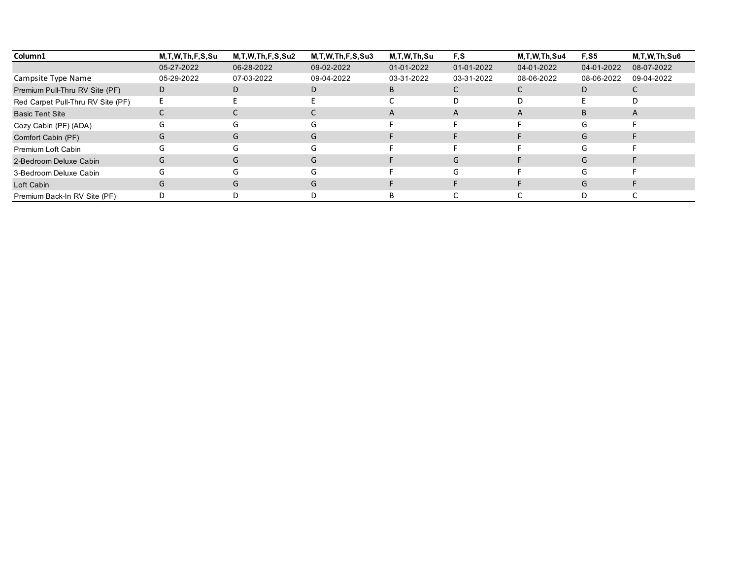| Column1 | M,T,W,Th,F,S,Su | M,T,W,Th,F,S,Su2 | M,T,W,Th,F,S,Su3 | M,T,W,Th,Su | F,S | M,T,W,Th,Su4 | F,S5 | M,T,W,Th,Su6 |
|---|---|---|---|---|---|---|---|---|
| | 05-27-2022 | 06-28-2022 | 09-02-2022 | 01-01-2022 | 01-01-2022 | 04-01-2022 | 04-01-2022 | 08-07-2022 |
| Campsite Type Name | 05-29-2022 | 07-03-2022 | 09-04-2022 | 03-31-2022 | 03-31-2022 | 08-06-2022 | 08-06-2022 | 09-04-2022 |
| Premium Pull-Thru RV Site (PF) | D | D | D | B | C | C | D | C |
| Red Carpet Pull-Thru RV Site (PF) | E | E | E | C | D | D | E | D |
| Basic Tent Site | C | C | C | A | A | A | B | A |
| Cozy Cabin (PF) (ADA) | G | G | G | F | F | F | G | F |
| Comfort Cabin (PF) | G | G | G | F | F | F | G | F |
| Premium Loft Cabin | G | G | G | F | F | F | G | F |
| 2-Bedroom Deluxe Cabin | G | G | G | F | G | F | G | F |
| 3-Bedroom Deluxe Cabin | G | G | G | F | G | F | G | F |
| Loft Cabin | G | G | G | F | F | F | G | F |
| Premium Back-In RV Site (PF) | D | D | D | B | C | C | D | C |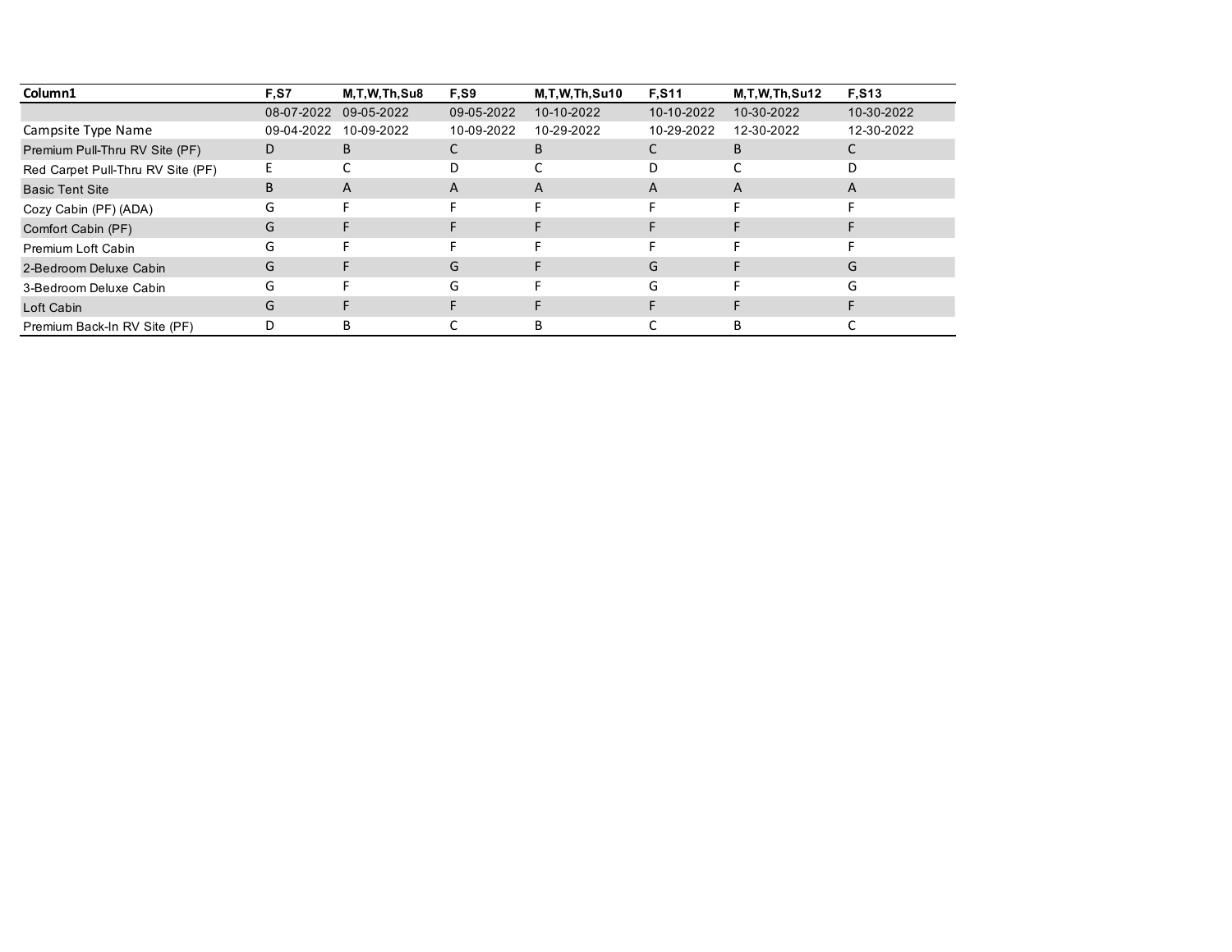| Column1 | F,S7 | M,T,W,Th,Su8 | F,S9 | M,T,W,Th,Su10 | F,S11 | M,T,W,Th,Su12 | F,S13 |
|---|---|---|---|---|---|---|---|
| | 08-07-2022 | 09-05-2022 | 09-05-2022 | 10-10-2022 | 10-10-2022 | 10-30-2022 | 10-30-2022 |
| Campsite Type Name | 09-04-2022 | 10-09-2022 | 10-09-2022 | 10-29-2022 | 10-29-2022 | 12-30-2022 | 12-30-2022 |
| Premium Pull-Thru RV Site (PF) | D | B | C | B | C | B | C |
| Red Carpet Pull-Thru RV Site (PF) | E | C | D | C | D | C | D |
| Basic Tent Site | B | A | A | A | A | A | A |
| Cozy Cabin (PF) (ADA) | G | F | F | F | F | F | F |
| Comfort Cabin (PF) | G | F | F | F | F | F | F |
| Premium Loft Cabin | G | F | F | F | F | F | F |
| 2-Bedroom Deluxe Cabin | G | F | G | F | G | F | G |
| 3-Bedroom Deluxe Cabin | G | F | G | F | G | F | G |
| Loft Cabin | G | F | F | F | F | F | F |
| Premium Back-In RV Site (PF) | D | B | C | B | C | B | C |